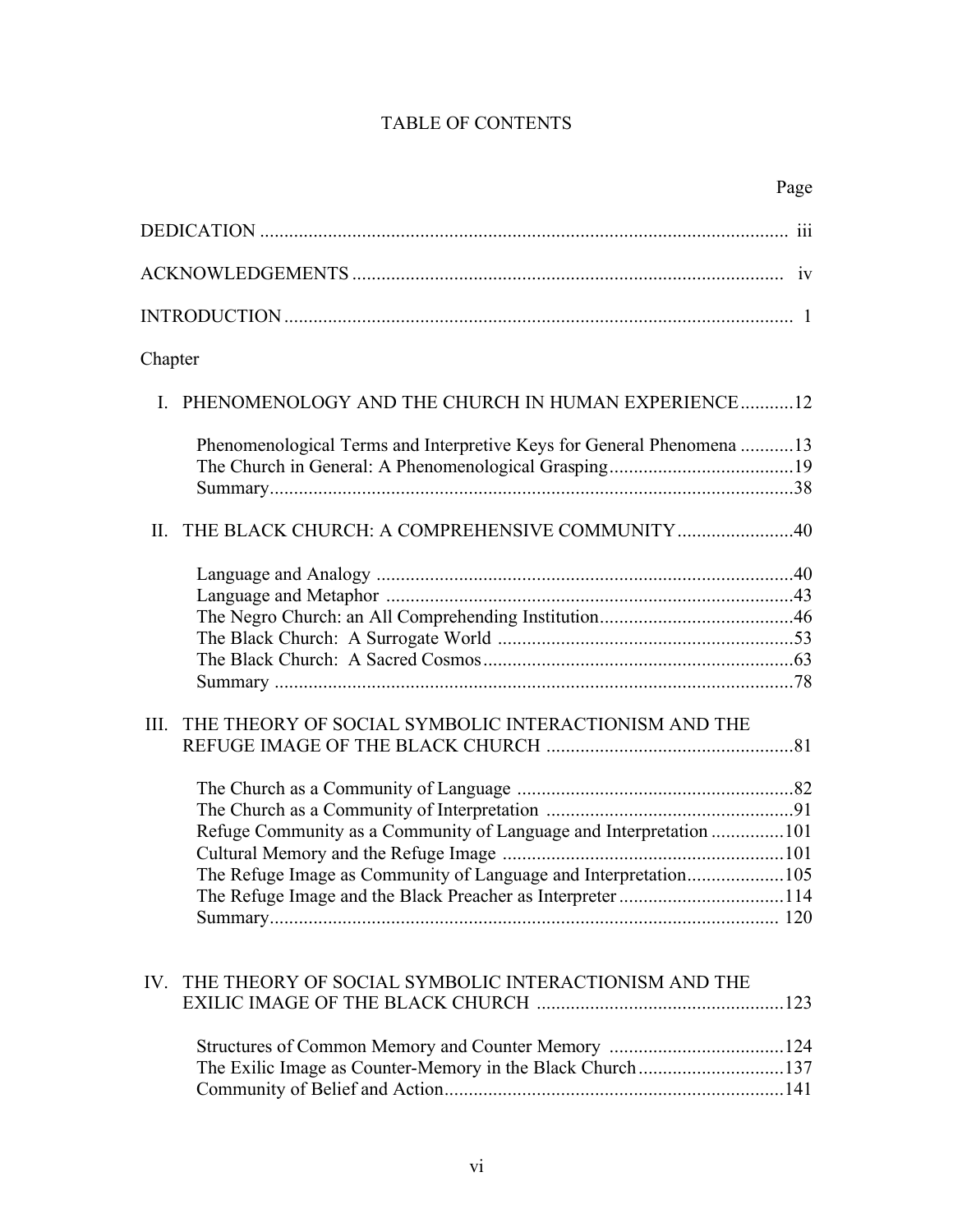# TABLE OF CONTENTS

Page

DEDICATION ..... iii

ACKNOWLEDGEMENTS ..... iv

INTRODUCTION ..... 1

Chapter

I. PHENOMENOLOGY AND THE CHURCH IN HUMAN EXPERIENCE ..... 12

- Phenomenological Terms and Interpretive Keys for General Phenomena ..... 13
- The Church in General: A Phenomenological Grasping ..... 19
- Summary ..... 38

II. THE BLACK CHURCH: A COMPREHENSIVE COMMUNITY ..... 40

- Language and Analogy ..... 40
- Language and Metaphor ..... 43
- The Negro Church: an All Comprehending Institution ..... 46
- The Black Church: A Surrogate World ..... 53
- The Black Church: A Sacred Cosmos ..... 63
- Summary ..... 78

III. THE THEORY OF SOCIAL SYMBOLIC INTERACTIONISM AND THE REFUGE IMAGE OF THE BLACK CHURCH ..... 81

- The Church as a Community of Language ..... 82
- The Church as a Community of Interpretation ..... 91
- Refuge Community as a Community of Language and Interpretation ..... 101
- Cultural Memory and the Refuge Image ..... 101
- The Refuge Image as Community of Language and Interpretation ..... 105
- The Refuge Image and the Black Preacher as Interpreter ..... 114
- Summary ..... 120

IV. THE THEORY OF SOCIAL SYMBOLIC INTERACTIONISM AND THE EXILIC IMAGE OF THE BLACK CHURCH ..... 123

- Structures of Common Memory and Counter Memory ..... 124
- The Exilic Image as Counter-Memory in the Black Church ..... 137
- Community of Belief and Action ..... 141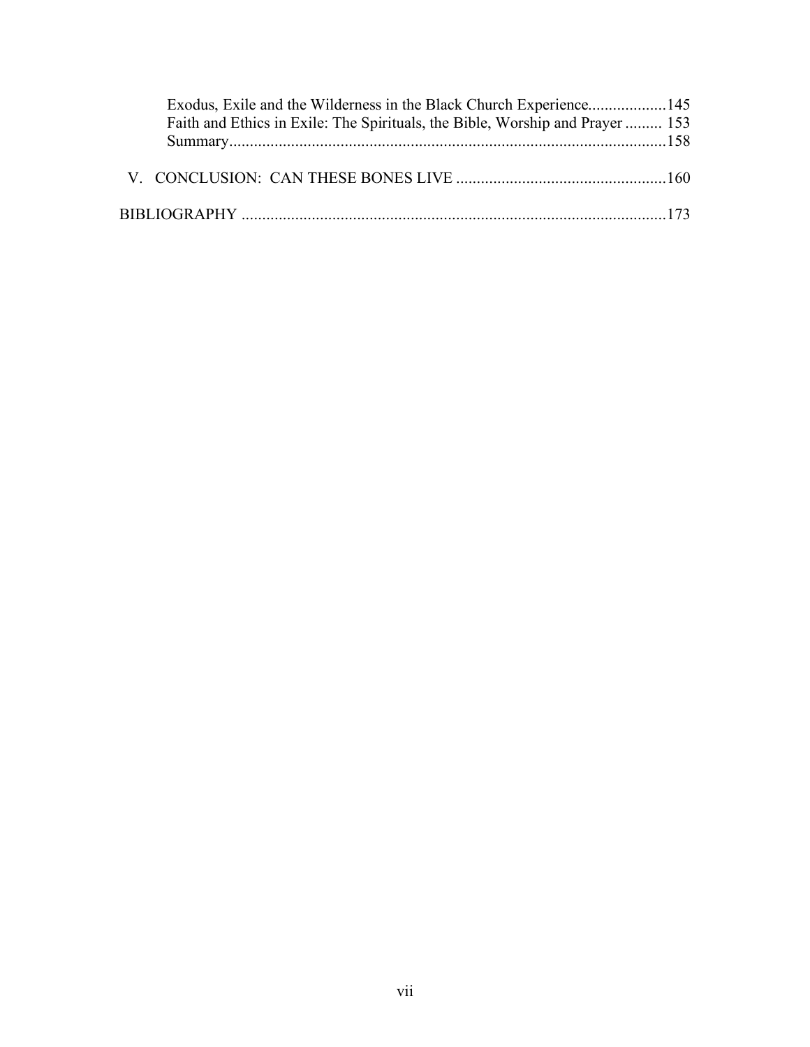Exodus, Exile and the Wilderness in the Black Church Experience...................145
Faith and Ethics in Exile: The Spirituals, the Bible, Worship and Prayer ......... 153
Summary.........................................................................................................158

V. CONCLUSION: CAN THESE BONES LIVE ...................................................160

BIBLIOGRAPHY .......................................................................................................173